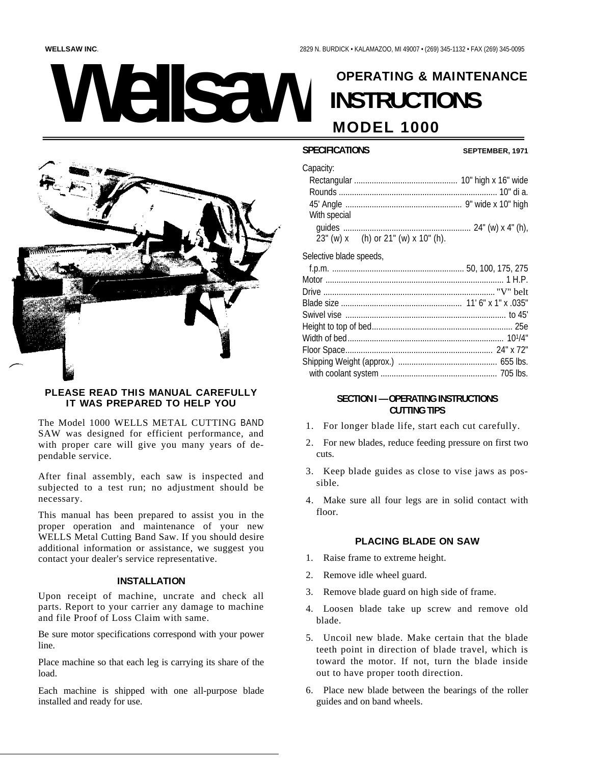WELLSAW INC. 2829 N. BURDICK • KALAMAZOO, MI 49007 • (269) 345-1132 • FAX (269) 345-0095

# Wellsaw

## OPERATING & MAINTENANCE INSTRUCTIONS

## MODEL 1000

### PLEASE READ THIS MANUAL CAREFULLY IT WAS PREPARED TO HELP YOU

The Model 1000 WELLS METAL CUTTING BAND SAW was designed for efficient performance, and with proper care will give you many years of dependable service.

After final assembly, each saw is inspected and subjected to a test run; no adjustment should be necessary.

This manual has been prepared to assist you in the proper operation and maintenance of your new WELLS Metal Cutting Band Saw. If you should desire additional information or assistance, we suggest you contact your dealer's service representative.

### INSTALLATION

Upon receipt of machine, uncrate and check all parts. Report to your carrier any damage to machine and file Proof of Loss Claim with same.

Be sure motor specifications correspond with your power line.

Place machine so that each leg is carrying its share of the load.

Each machine is shipped with one all-purpose blade installed and ready for use.

### SPECIFICATIONS

SEPTEMBER, 1971

Capacity:

| | |
|---|---|
| Rectangular | 10" high x 16" wide |
| Rounds | 10" di a. |
| 45' Angle | 9" wide x 10" high |
| With special guides | 24" (w) x 4" (h), 23" (w) x (h) or 21" (w) x 10" (h). |

Selective blade speeds,

| | |
|---|---|
| f.p.m. | 50, 100, 175, 275 |
| Motor | 1 H.P. |
| Drive | "V" belt |
| Blade size | 11' 6" x 1" x .035" |
| Swivel vise | to 45' |
| Height to top of bed | 25e |
| Width of bed | 10[1]/4" |
| Floor Space | 24" x 72" |
| Shipping Weight (approx.) | 655 lbs. |
| with coolant system | 705 lbs. |

### SECTION I — OPERATING INSTRUCTIONS CUTTING TIPS

1. For longer blade life, start each cut carefully.
2. For new blades, reduce feeding pressure on first two cuts.
3. Keep blade guides as close to vise jaws as possible.
4. Make sure all four legs are in solid contact with floor.

### PLACING BLADE ON SAW

1. Raise frame to extreme height.
2. Remove idle wheel guard.
3. Remove blade guard on high side of frame.
4. Loosen blade take up screw and remove old blade.
5. Uncoil new blade. Make certain that the blade teeth point in direction of blade travel, which is toward the motor. If not, turn the blade inside out to have proper tooth direction.
6. Place new blade between the bearings of the roller guides and on band wheels.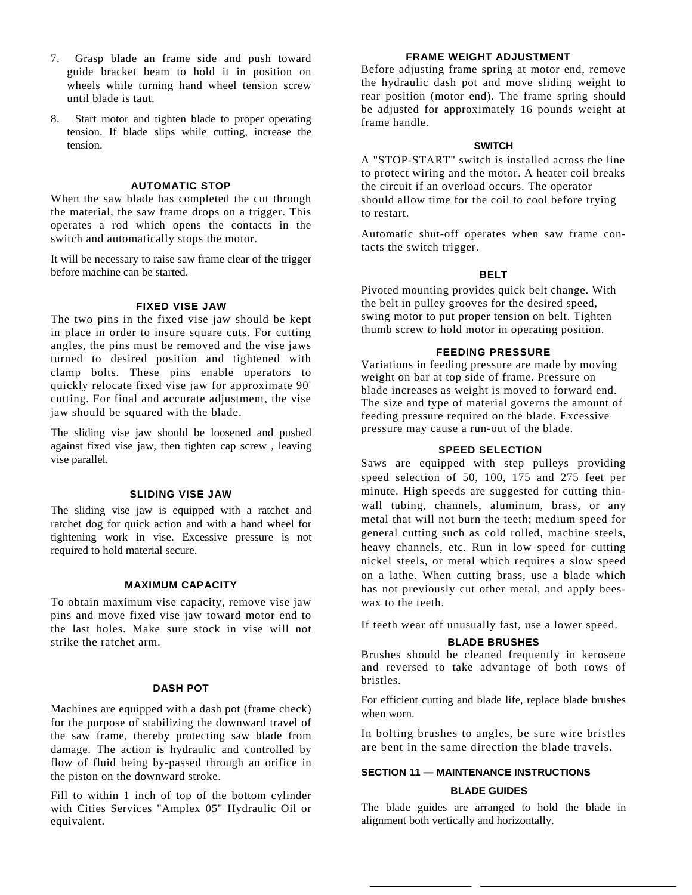7. Grasp blade an frame side and push toward guide bracket beam to hold it in position on wheels while turning hand wheel tension screw until blade is taut.

8. Start motor and tighten blade to proper operating tension. If blade slips while cutting, increase the tension.

### AUTOMATIC STOP

When the saw blade has completed the cut through the material, the saw frame drops on a trigger. This operates a rod which opens the contacts in the switch and automatically stops the motor.

It will be necessary to raise saw frame clear of the trigger before machine can be started.

### FIXED VISE JAW

The two pins in the fixed vise jaw should be kept in place in order to insure square cuts. For cutting angles, the pins must be removed and the vise jaws turned to desired position and tightened with clamp bolts. These pins enable operators to quickly relocate fixed vise jaw for approximate 90' cutting. For final and accurate adjustment, the vise jaw should be squared with the blade.

The sliding vise jaw should be loosened and pushed against fixed vise jaw, then tighten cap screw , leaving vise parallel.

### SLIDING VISE JAW

The sliding vise jaw is equipped with a ratchet and ratchet dog for quick action and with a hand wheel for tightening work in vise. Excessive pressure is not required to hold material secure.

### MAXIMUM CAPACITY

To obtain maximum vise capacity, remove vise jaw pins and move fixed vise jaw toward motor end to the last holes. Make sure stock in vise will not strike the ratchet arm.

### DASH POT

Machines are equipped with a dash pot (frame check) for the purpose of stabilizing the downward travel of the saw frame, thereby protecting saw blade from damage. The action is hydraulic and controlled by flow of fluid being by-passed through an orifice in the piston on the downward stroke.

Fill to within 1 inch of top of the bottom cylinder with Cities Services "Amplex 05" Hydraulic Oil or equivalent.

### FRAME WEIGHT ADJUSTMENT

Before adjusting frame spring at motor end, remove the hydraulic dash pot and move sliding weight to rear position (motor end). The frame spring should be adjusted for approximately 16 pounds weight at frame handle.

### SWITCH

A "STOP-START" switch is installed across the line to protect wiring and the motor. A heater coil breaks the circuit if an overload occurs. The operator should allow time for the coil to cool before trying to restart.

Automatic shut-off operates when saw frame contacts the switch trigger.

### BELT

Pivoted mounting provides quick belt change. With the belt in pulley grooves for the desired speed, swing motor to put proper tension on belt. Tighten thumb screw to hold motor in operating position.

### FEEDING PRESSURE

Variations in feeding pressure are made by moving weight on bar at top side of frame. Pressure on blade increases as weight is moved to forward end. The size and type of material governs the amount of feeding pressure required on the blade. Excessive pressure may cause a run-out of the blade.

### SPEED SELECTION

Saws are equipped with step pulleys providing speed selection of 50, 100, 175 and 275 feet per minute. High speeds are suggested for cutting thin-wall tubing, channels, aluminum, brass, or any metal that will not burn the teeth; medium speed for general cutting such as cold rolled, machine steels, heavy channels, etc. Run in low speed for cutting nickel steels, or metal which requires a slow speed on a lathe. When cutting brass, use a blade which has not previously cut other metal, and apply bees-wax to the teeth.

If teeth wear off unusually fast, use a lower speed.

### BLADE BRUSHES

Brushes should be cleaned frequently in kerosene and reversed to take advantage of both rows of bristles.

For efficient cutting and blade life, replace blade brushes when worn.

In bolting brushes to angles, be sure wire bristles are bent in the same direction the blade travels.

## SECTION 11 — MAINTENANCE INSTRUCTIONS

### BLADE GUIDES

The blade guides are arranged to hold the blade in alignment both vertically and horizontally.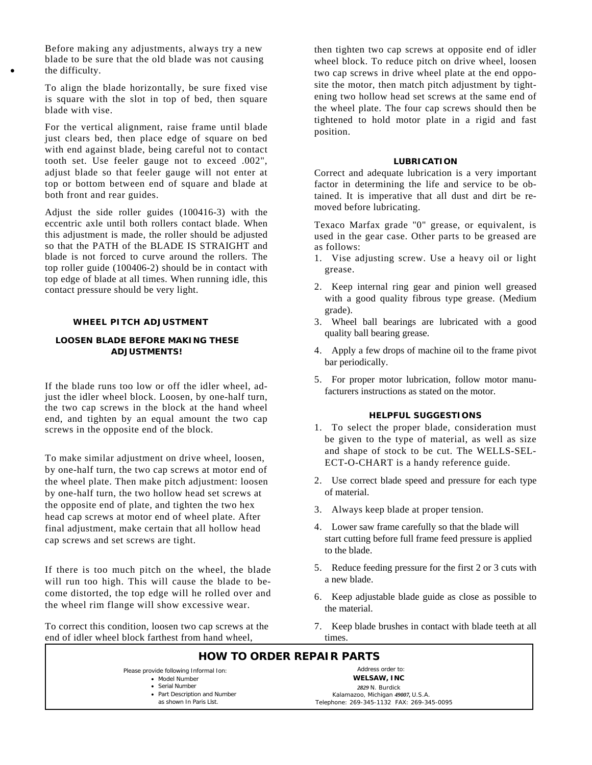Before making any adjustments, always try a new blade to be sure that the old blade was not causing the difficulty.

To align the blade horizontally, be sure fixed vise is square with the slot in top of bed, then square blade with vise.

For the vertical alignment, raise frame until blade just clears bed, then place edge of square on bed with end against blade, being careful not to contact tooth set. Use feeler gauge not to exceed .002", adjust blade so that feeler gauge will not enter at top or bottom between end of square and blade at both front and rear guides.

Adjust the side roller guides (100416-3) with the eccentric axle until both rollers contact blade. When this adjustment is made, the roller should be adjusted so that the PATH of the BLADE IS STRAIGHT and blade is not forced to curve around the rollers. The top roller guide (100406-2) should be in contact with top edge of blade at all times. When running idle, this contact pressure should be very light.

### WHEEL PITCH ADJUSTMENT

**LOOSEN BLADE BEFORE MAKING THESE ADJUSTMENTS!**

If the blade runs too low or off the idler wheel, adjust the idler wheel block. Loosen, by one-half turn, the two cap screws in the block at the hand wheel end, and tighten by an equal amount the two cap screws in the opposite end of the block.

To make similar adjustment on drive wheel, loosen, by one-half turn, the two cap screws at motor end of the wheel plate. Then make pitch adjustment: loosen by one-half turn, the two hollow head set screws at the opposite end of plate, and tighten the two hex head cap screws at motor end of wheel plate. After final adjustment, make certain that all hollow head cap screws and set screws are tight.

If there is too much pitch on the wheel, the blade will run too high. This will cause the blade to become distorted, the top edge will he rolled over and the wheel rim flange will show excessive wear.

To correct this condition, loosen two cap screws at the end of idler wheel block farthest from hand wheel, then tighten two cap screws at opposite end of idler wheel block. To reduce pitch on drive wheel, loosen two cap screws in drive wheel plate at the end opposite the motor, then match pitch adjustment by tightening two hollow head set screws at the same end of the wheel plate. The four cap screws should then be tightened to hold motor plate in a rigid and fast position.

### LUBRICATION

Correct and adequate lubrication is a very important factor in determining the life and service to be obtained. It is imperative that all dust and dirt be removed before lubricating.

Texaco Marfax grade "0" grease, or equivalent, is used in the gear case. Other parts to be greased are as follows:

1. Vise adjusting screw. Use a heavy oil or light grease.
2. Keep internal ring gear and pinion well greased with a good quality fibrous type grease. (Medium grade).
3. Wheel ball bearings are lubricated with a good quality ball bearing grease.
4. Apply a few drops of machine oil to the frame pivot bar periodically.
5. For proper motor lubrication, follow motor manufacturers instructions as stated on the motor.

### HELPFUL SUGGESTIONS

1. To select the proper blade, consideration must be given to the type of material, as well as size and shape of stock to be cut. The WELLS-SELECT-O-CHART is a handy reference guide.
2. Use correct blade speed and pressure for each type of material.
3. Always keep blade at proper tension.
4. Lower saw frame carefully so that the blade will start cutting before full frame feed pressure is applied to the blade.
5. Reduce feeding pressure for the first 2 or 3 cuts with a new blade.
6. Keep adjustable blade guide as close as possible to the material.
7. Keep blade brushes in contact with blade teeth at all times.

## HOW TO ORDER REPAIR PARTS

Please provide following Informal Ion:

- Model Number
- Serial Number
- Part Description and Number as shown In Paris Llst.

Address order to:
**WELSAW, INC**
*2829* N. Burdick
Kalamazoo, Michigan *49007*, U.S.A.
Telephone: 269-345-1132 FAX: 269-345-0095